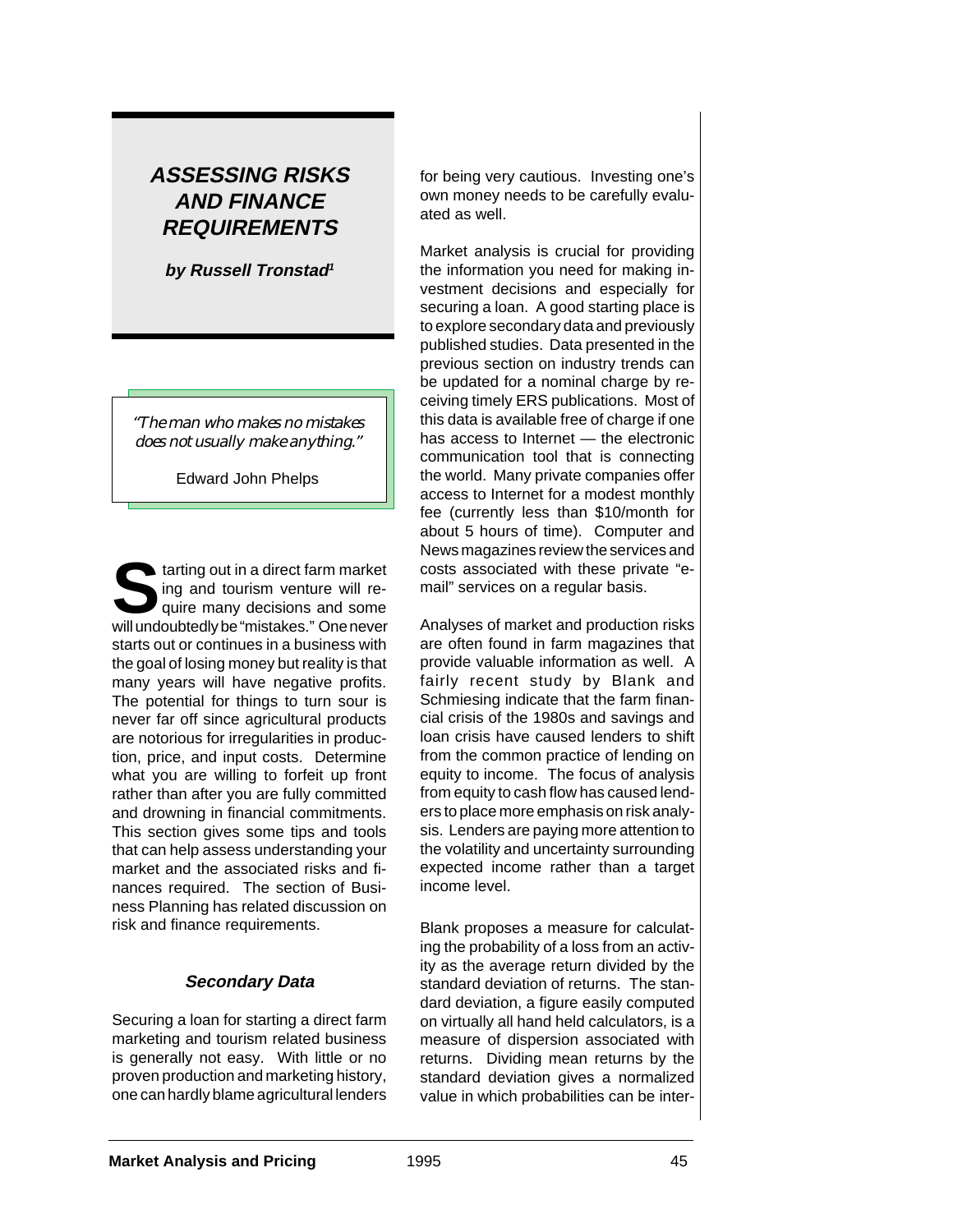# ASSESSING RISKS AND FINANCE REQUIREMENTS

**by Russell Tronstad[1]**

> *"The man who makes no mistakes does not usually make anything."*
>
> Edward John Phelps

Starting out in a direct farm marketing and tourism venture will require many decisions and some will undoubtedly be "mistakes." One never starts out or continues in a business with the goal of losing money but reality is that many years will have negative profits. The potential for things to turn sour is never far off since agricultural products are notorious for irregularities in production, price, and input costs. Determine what you are willing to forfeit up front rather than after you are fully committed and drowning in financial commitments. This section gives some tips and tools that can help assess understanding your market and the associated risks and finances required. The section of Business Planning has related discussion on risk and finance requirements.

### Secondary Data

Securing a loan for starting a direct farm marketing and tourism related business is generally not easy. With little or no proven production and marketing history, one can hardly blame agricultural lenders for being very cautious. Investing one's own money needs to be carefully evaluated as well.

Market analysis is crucial for providing the information you need for making investment decisions and especially for securing a loan. A good starting place is to explore secondary data and previously published studies. Data presented in the previous section on industry trends can be updated for a nominal charge by receiving timely ERS publications. Most of this data is available free of charge if one has access to Internet — the electronic communication tool that is connecting the world. Many private companies offer access to Internet for a modest monthly fee (currently less than $10/month for about 5 hours of time). Computer and News magazines review the services and costs associated with these private "e-mail" services on a regular basis.

Analyses of market and production risks are often found in farm magazines that provide valuable information as well. A fairly recent study by Blank and Schmiesing indicate that the farm financial crisis of the 1980s and savings and loan crisis have caused lenders to shift from the common practice of lending on equity to income. The focus of analysis from equity to cash flow has caused lenders to place more emphasis on risk analysis. Lenders are paying more attention to the volatility and uncertainty surrounding expected income rather than a target income level.

Blank proposes a measure for calculating the probability of a loss from an activity as the average return divided by the standard deviation of returns. The standard deviation, a figure easily computed on virtually all hand held calculators, is a measure of dispersion associated with returns. Dividing mean returns by the standard deviation gives a normalized value in which probabilities can be inter-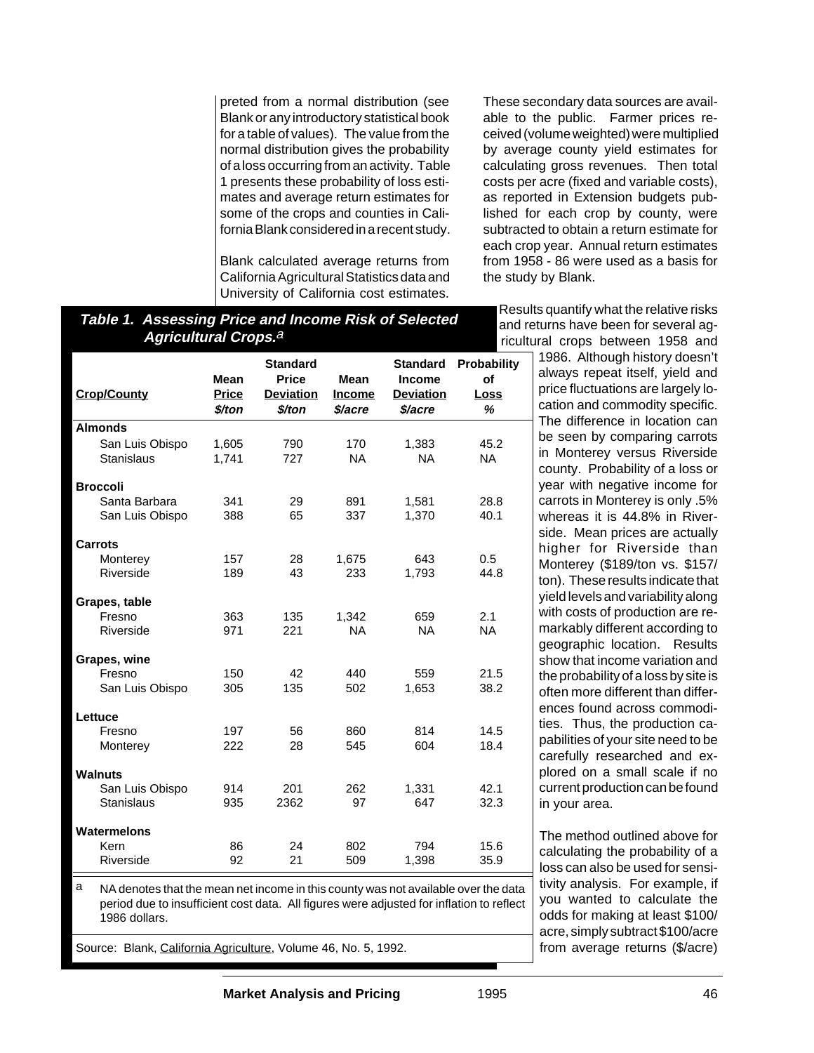preted from a normal distribution (see Blank or any introductory statistical book for a table of values). The value from the normal distribution gives the probability of a loss occurring from an activity. Table 1 presents these probability of loss estimates and average return estimates for some of the crops and counties in California Blank considered in a recent study.

Blank calculated average returns from California Agricultural Statistics data and University of California cost estimates. These secondary data sources are available to the public. Farmer prices received (volume weighted) were multiplied by average county yield estimates for calculating gross revenues. Then total costs per acre (fixed and variable costs), as reported in Extension budgets published for each crop by county, were subtracted to obtain a return estimate for each crop year. Annual return estimates from 1958 - 86 were used as a basis for the study by Blank.

**Table 1. Assessing Price and Income Risk of Selected Agricultural Crops.**[a]

| Crop/County | Mean Price $/ton | Standard Price Deviation $/ton | Mean Income $/acre | Standard Income Deviation $/acre | Probability of Loss % |
|---|---|---|---|---|---|
| **Almonds** | | | | | |
| San Luis Obispo | 1,605 | 790 | 170 | 1,383 | 45.2 |
| Stanislaus | 1,741 | 727 | NA | NA | NA |
| **Broccoli** | | | | | |
| Santa Barbara | 341 | 29 | 891 | 1,581 | 28.8 |
| San Luis Obispo | 388 | 65 | 337 | 1,370 | 40.1 |
| **Carrots** | | | | | |
| Monterey | 157 | 28 | 1,675 | 643 | 0.5 |
| Riverside | 189 | 43 | 233 | 1,793 | 44.8 |
| **Grapes, table** | | | | | |
| Fresno | 363 | 135 | 1,342 | 659 | 2.1 |
| Riverside | 971 | 221 | NA | NA | NA |
| **Grapes, wine** | | | | | |
| Fresno | 150 | 42 | 440 | 559 | 21.5 |
| San Luis Obispo | 305 | 135 | 502 | 1,653 | 38.2 |
| **Lettuce** | | | | | |
| Fresno | 197 | 56 | 860 | 814 | 14.5 |
| Monterey | 222 | 28 | 545 | 604 | 18.4 |
| **Walnuts** | | | | | |
| San Luis Obispo | 914 | 201 | 262 | 1,331 | 42.1 |
| Stanislaus | 935 | 2362 | 97 | 647 | 32.3 |
| **Watermelons** | | | | | |
| Kern | 86 | 24 | 802 | 794 | 15.6 |
| Riverside | 92 | 21 | 509 | 1,398 | 35.9 |

[a] NA denotes that the mean net income in this county was not available over the data period due to insufficient cost data. All figures were adjusted for inflation to reflect 1986 dollars.

Source: Blank, California Agriculture, Volume 46, No. 5, 1992.

Results quantify what the relative risks and returns have been for several agricultural crops between 1958 and 1986. Although history doesn't always repeat itself, yield and price fluctuations are largely location and commodity specific. The difference in location can be seen by comparing carrots in Monterey versus Riverside county. Probability of a loss or year with negative income for carrots in Monterey is only .5% whereas it is 44.8% in Riverside. Mean prices are actually higher for Riverside than Monterey ($189/ton vs. $157/ton). These results indicate that yield levels and variability along with costs of production are remarkably different according to geographic location. Results show that income variation and the probability of a loss by site is often more different than differences found across commodities. Thus, the production capabilities of your site need to be carefully researched and explored on a small scale if no current production can be found in your area.

The method outlined above for calculating the probability of a loss can also be used for sensitivity analysis. For example, if you wanted to calculate the odds for making at least $100/acre, simply subtract $100/acre from average returns ($/acre)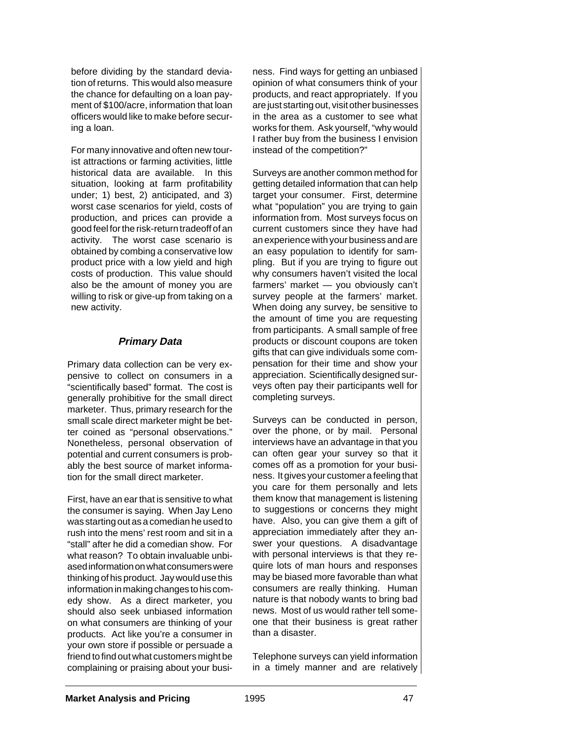before dividing by the standard deviation of returns. This would also measure the chance for defaulting on a loan payment of $100/acre, information that loan officers would like to make before securing a loan.

For many innovative and often new tourist attractions or farming activities, little historical data are available. In this situation, looking at farm profitability under; 1) best, 2) anticipated, and 3) worst case scenarios for yield, costs of production, and prices can provide a good feel for the risk-return tradeoff of an activity. The worst case scenario is obtained by combing a conservative low product price with a low yield and high costs of production. This value should also be the amount of money you are willing to risk or give-up from taking on a new activity.

### *Primary Data*

Primary data collection can be very expensive to collect on consumers in a "scientifically based" format. The cost is generally prohibitive for the small direct marketer. Thus, primary research for the small scale direct marketer might be better coined as "personal observations." Nonetheless, personal observation of potential and current consumers is probably the best source of market information for the small direct marketer.

First, have an ear that is sensitive to what the consumer is saying. When Jay Leno was starting out as a comedian he used to rush into the mens' rest room and sit in a "stall" after he did a comedian show. For what reason? To obtain invaluable unbiased information on what consumers were thinking of his product. Jay would use this information in making changes to his comedy show. As a direct marketer, you should also seek unbiased information on what consumers are thinking of your products. Act like you're a consumer in your own store if possible or persuade a friend to find out what customers might be complaining or praising about your business. Find ways for getting an unbiased opinion of what consumers think of your products, and react appropriately. If you are just starting out, visit other businesses in the area as a customer to see what works for them. Ask yourself, "why would I rather buy from the business I envision instead of the competition?"

Surveys are another common method for getting detailed information that can help target your consumer. First, determine what "population" you are trying to gain information from. Most surveys focus on current customers since they have had an experience with your business and are an easy population to identify for sampling. But if you are trying to figure out why consumers haven't visited the local farmers' market — you obviously can't survey people at the farmers' market. When doing any survey, be sensitive to the amount of time you are requesting from participants. A small sample of free products or discount coupons are token gifts that can give individuals some compensation for their time and show your appreciation. Scientifically designed surveys often pay their participants well for completing surveys.

Surveys can be conducted in person, over the phone, or by mail. Personal interviews have an advantage in that you can often gear your survey so that it comes off as a promotion for your business. It gives your customer a feeling that you care for them personally and lets them know that management is listening to suggestions or concerns they might have. Also, you can give them a gift of appreciation immediately after they answer your questions. A disadvantage with personal interviews is that they require lots of man hours and responses may be biased more favorable than what consumers are really thinking. Human nature is that nobody wants to bring bad news. Most of us would rather tell someone that their business is great rather than a disaster.

Telephone surveys can yield information in a timely manner and are relatively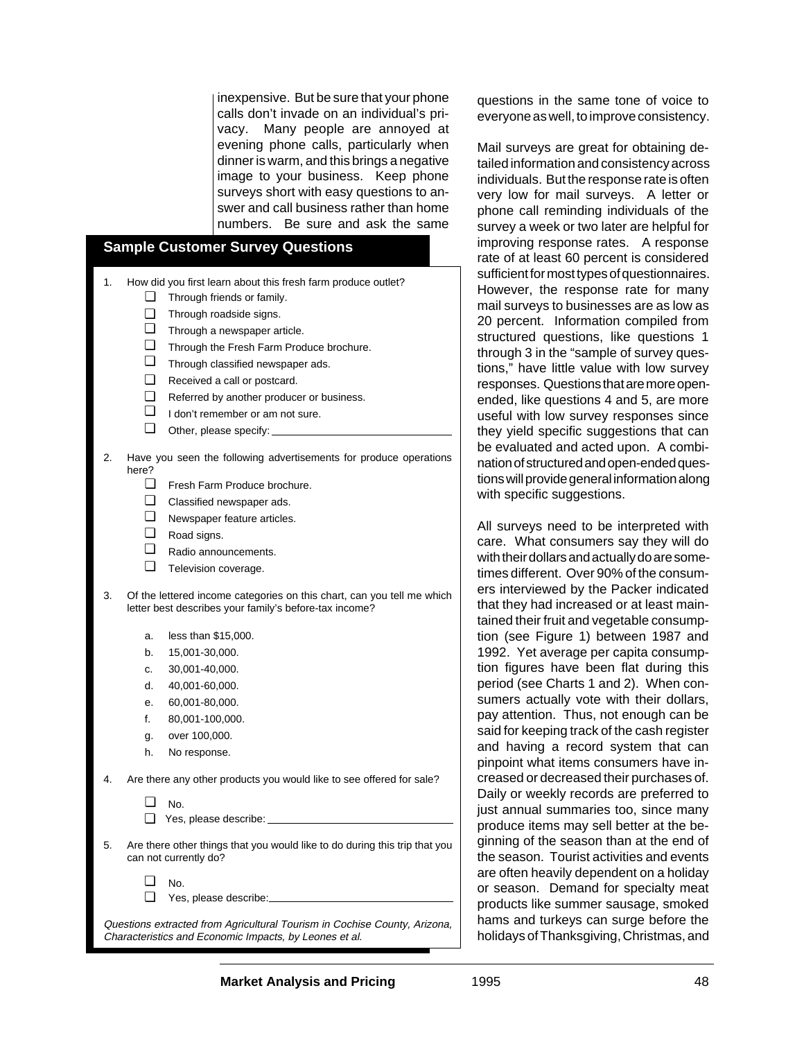inexpensive. But be sure that your phone calls don't invade on an individual's privacy. Many people are annoyed at evening phone calls, particularly when dinner is warm, and this brings a negative image to your business. Keep phone surveys short with easy questions to answer and call business rather than home numbers. Be sure and ask the same questions in the same tone of voice to everyone as well, to improve consistency.

### Sample Customer Survey Questions

1. How did you first learn about this fresh farm produce outlet?
   - ☐ Through friends or family.
   - ☐ Through roadside signs.
   - ☐ Through a newspaper article.
   - ☐ Through the Fresh Farm Produce brochure.
   - ☐ Through classified newspaper ads.
   - ☐ Received a call or postcard.
   - ☐ Referred by another producer or business.
   - ☐ I don't remember or am not sure.
   - ☐ Other, please specify: ______________________________

2. Have you seen the following advertisements for produce operations here?
   - ☐ Fresh Farm Produce brochure.
   - ☐ Classified newspaper ads.
   - ☐ Newspaper feature articles.
   - ☐ Road signs.
   - ☐ Radio announcements.
   - ☐ Television coverage.

3. Of the lettered income categories on this chart, can you tell me which letter best describes your family's before-tax income?
   - a. less than $15,000.
   - b. 15,001-30,000.
   - c. 30,001-40,000.
   - d. 40,001-60,000.
   - e. 60,001-80,000.
   - f. 80,001-100,000.
   - g. over 100,000.
   - h. No response.

4. Are there any other products you would like to see offered for sale?
   - ☐ No.
   - ☐ Yes, please describe: ______________________________

5. Are there other things that you would like to do during this trip that you can not currently do?
   - ☐ No.
   - ☐ Yes, please describe: ______________________________

*Questions extracted from Agricultural Tourism in Cochise County, Arizona, Characteristics and Economic Impacts, by Leones et al.*

Mail surveys are great for obtaining detailed information and consistency across individuals. But the response rate is often very low for mail surveys. A letter or phone call reminding individuals of the survey a week or two later are helpful for improving response rates. A response rate of at least 60 percent is considered sufficient for most types of questionnaires. However, the response rate for many mail surveys to businesses are as low as 20 percent. Information compiled from structured questions, like questions 1 through 3 in the "sample of survey questions," have little value with low survey responses. Questions that are more open-ended, like questions 4 and 5, are more useful with low survey responses since they yield specific suggestions that can be evaluated and acted upon. A combination of structured and open-ended questions will provide general information along with specific suggestions.

All surveys need to be interpreted with care. What consumers say they will do with their dollars and actually do are sometimes different. Over 90% of the consumers interviewed by the Packer indicated that they had increased or at least maintained their fruit and vegetable consumption (see Figure 1) between 1987 and 1992. Yet average per capita consumption figures have been flat during this period (see Charts 1 and 2). When consumers actually vote with their dollars, pay attention. Thus, not enough can be said for keeping track of the cash register and having a record system that can pinpoint what items consumers have increased or decreased their purchases of. Daily or weekly records are preferred to just annual summaries too, since many produce items may sell better at the beginning of the season than at the end of the season. Tourist activities and events are often heavily dependent on a holiday or season. Demand for specialty meat products like summer sausage, smoked hams and turkeys can surge before the holidays of Thanksgiving, Christmas, and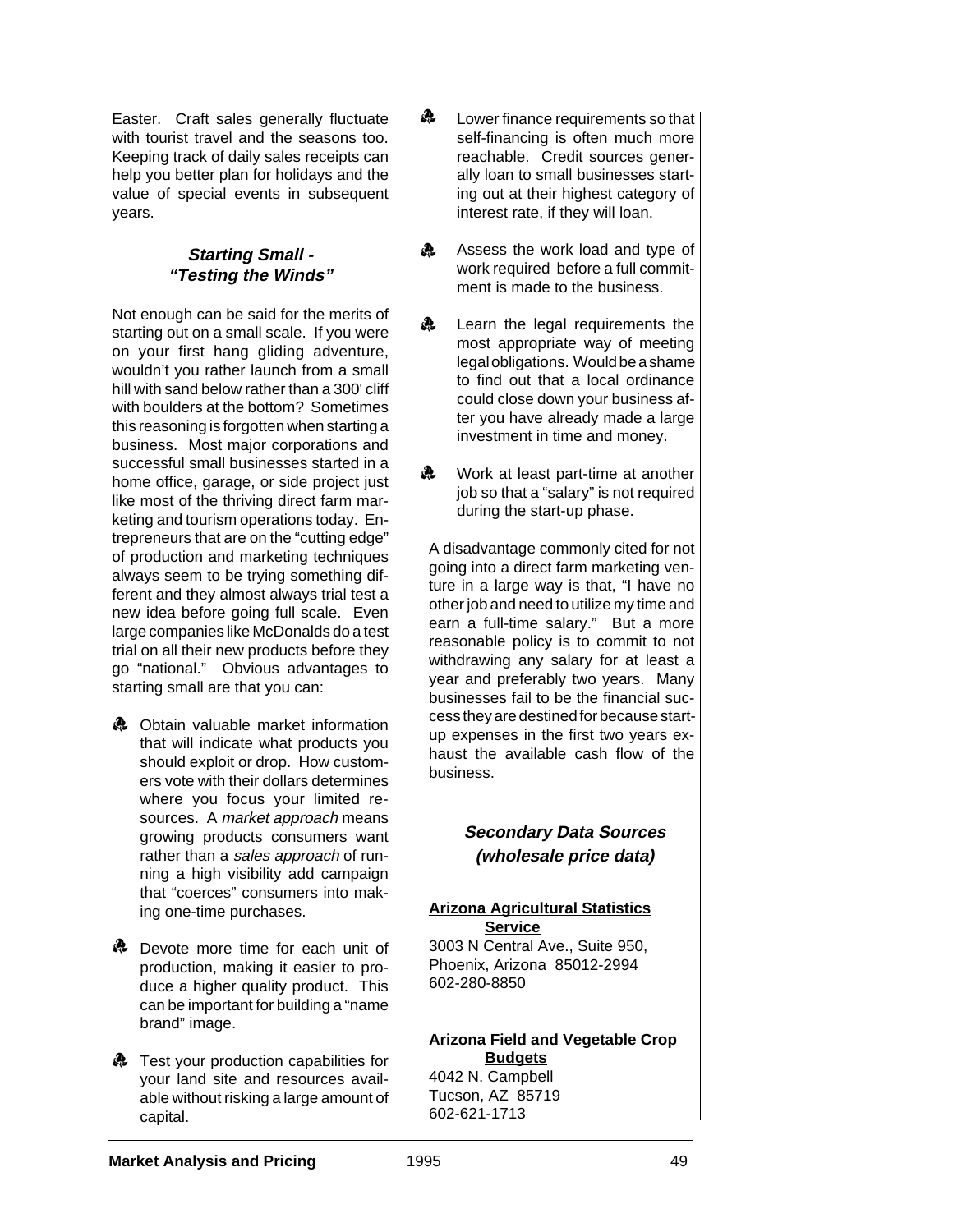Easter. Craft sales generally fluctuate with tourist travel and the seasons too. Keeping track of daily sales receipts can help you better plan for holidays and the value of special events in subsequent years.

### *Starting Small - "Testing the Winds"*

Not enough can be said for the merits of starting out on a small scale. If you were on your first hang gliding adventure, wouldn't you rather launch from a small hill with sand below rather than a 300' cliff with boulders at the bottom? Sometimes this reasoning is forgotten when starting a business. Most major corporations and successful small businesses started in a home office, garage, or side project just like most of the thriving direct farm marketing and tourism operations today. Entrepreneurs that are on the "cutting edge" of production and marketing techniques always seem to be trying something different and they almost always trial test a new idea before going full scale. Even large companies like McDonalds do a test trial on all their new products before they go "national." Obvious advantages to starting small are that you can:

- Obtain valuable market information that will indicate what products you should exploit or drop. How customers vote with their dollars determines where you focus your limited resources. A *market approach* means growing products consumers want rather than a *sales approach* of running a high visibility add campaign that "coerces" consumers into making one-time purchases.
- Devote more time for each unit of production, making it easier to produce a higher quality product. This can be important for building a "name brand" image.
- Test your production capabilities for your land site and resources available without risking a large amount of capital.
- Lower finance requirements so that self-financing is often much more reachable. Credit sources generally loan to small businesses starting out at their highest category of interest rate, if they will loan.
- Assess the work load and type of work required before a full commitment is made to the business.
- Learn the legal requirements the most appropriate way of meeting legal obligations. Would be a shame to find out that a local ordinance could close down your business after you have already made a large investment in time and money.
- Work at least part-time at another job so that a "salary" is not required during the start-up phase.

A disadvantage commonly cited for not going into a direct farm marketing venture in a large way is that, "I have no other job and need to utilize my time and earn a full-time salary." But a more reasonable policy is to commit to not withdrawing any salary for at least a year and preferably two years. Many businesses fail to be the financial success they are destined for because start-up expenses in the first two years exhaust the available cash flow of the business.

### *Secondary Data Sources (wholesale price data)*

**Arizona Agricultural Statistics Service**
3003 N Central Ave., Suite 950,
Phoenix, Arizona 85012-2994
602-280-8850

**Arizona Field and Vegetable Crop Budgets**
4042 N. Campbell
Tucson, AZ 85719
602-621-1713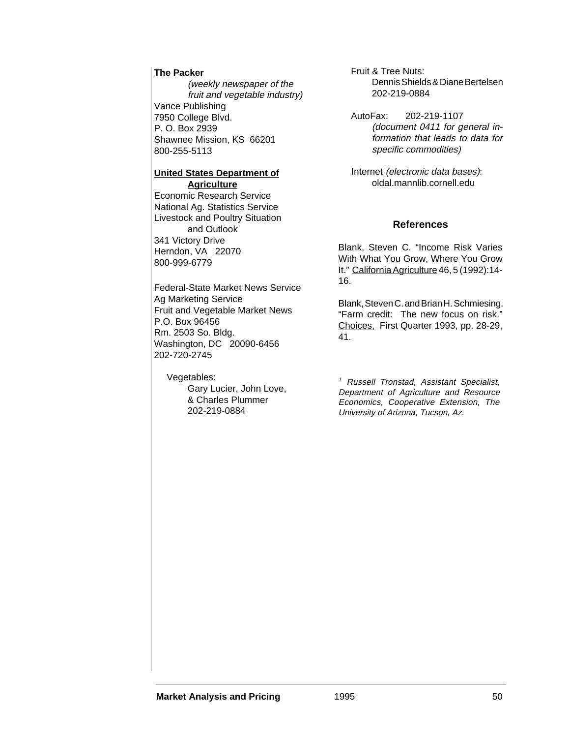**The Packer**

*(weekly newspaper of the fruit and vegetable industry)*

Vance Publishing
7950 College Blvd.
P. O. Box 2939
Shawnee Mission, KS 66201
800-255-5113

**United States Department of Agriculture**

Economic Research Service
National Ag. Statistics Service
Livestock and Poultry Situation and Outlook
341 Victory Drive
Herndon, VA 22070
800-999-6779

Federal-State Market News Service
Ag Marketing Service
Fruit and Vegetable Market News
P.O. Box 96456
Rm. 2503 So. Bldg.
Washington, DC 20090-6456
202-720-2745

Vegetables:
Gary Lucier, John Love, & Charles Plummer
202-219-0884

Fruit & Tree Nuts:
Dennis Shields & Diane Bertelsen
202-219-0884

AutoFax: 202-219-1107
*(document 0411 for general information that leads to data for specific commodities)*

Internet *(electronic data bases)*:
oldal.mannlib.cornell.edu

## References

Blank, Steven C. "Income Risk Varies With What You Grow, Where You Grow It." California Agriculture 46, 5 (1992):14-16.

Blank, Steven C. and Brian H. Schmiesing. "Farm credit: The new focus on risk." Choices, First Quarter 1993, pp. 28-29, 41.

[1] *Russell Tronstad, Assistant Specialist, Department of Agriculture and Resource Economics, Cooperative Extension, The University of Arizona, Tucson, Az.*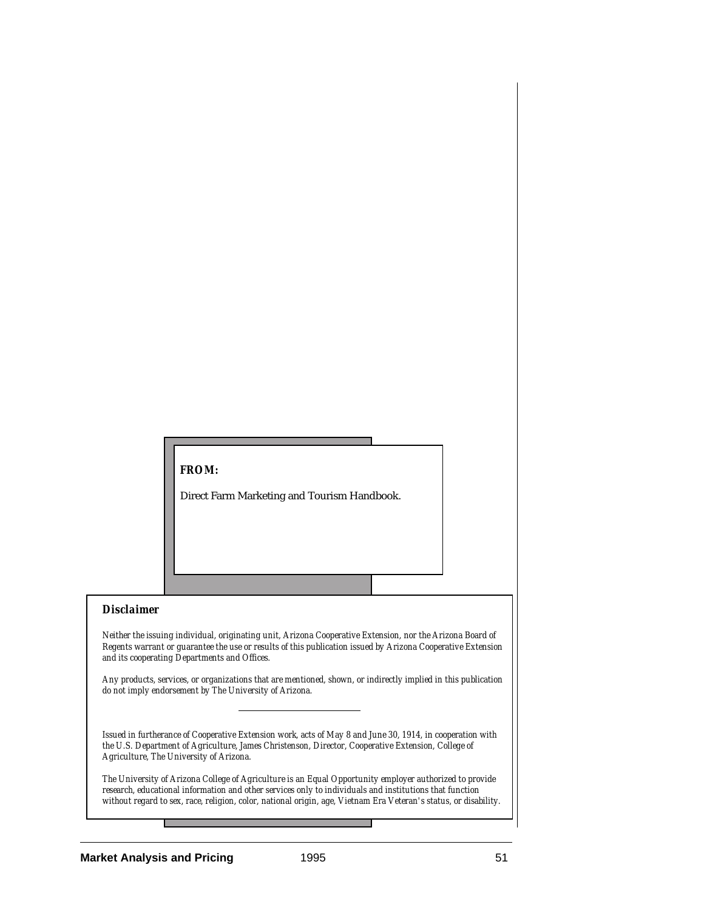**FROM:**

Direct Farm Marketing and Tourism Handbook.

### *Disclaimer*

*Neither the issuing individual, originating unit, Arizona Cooperative Extension, nor the Arizona Board of Regents warrant or guarantee the use or results of this publication issued by Arizona Cooperative Extension and its cooperating Departments and Offices.*

*Any products, services, or organizations that are mentioned, shown, or indirectly implied in this publication do not imply endorsement by The University of Arizona.*

---

*Issued in furtherance of Cooperative Extension work, acts of May 8 and June 30, 1914, in cooperation with the U.S. Department of Agriculture, James Christenson, Director, Cooperative Extension, College of Agriculture, The University of Arizona.*

*The University of Arizona College of Agriculture is an Equal Opportunity employer authorized to provide research, educational information and other services only to individuals and institutions that function without regard to sex, race, religion, color, national origin, age, Vietnam Era Veteran's status, or disability.*